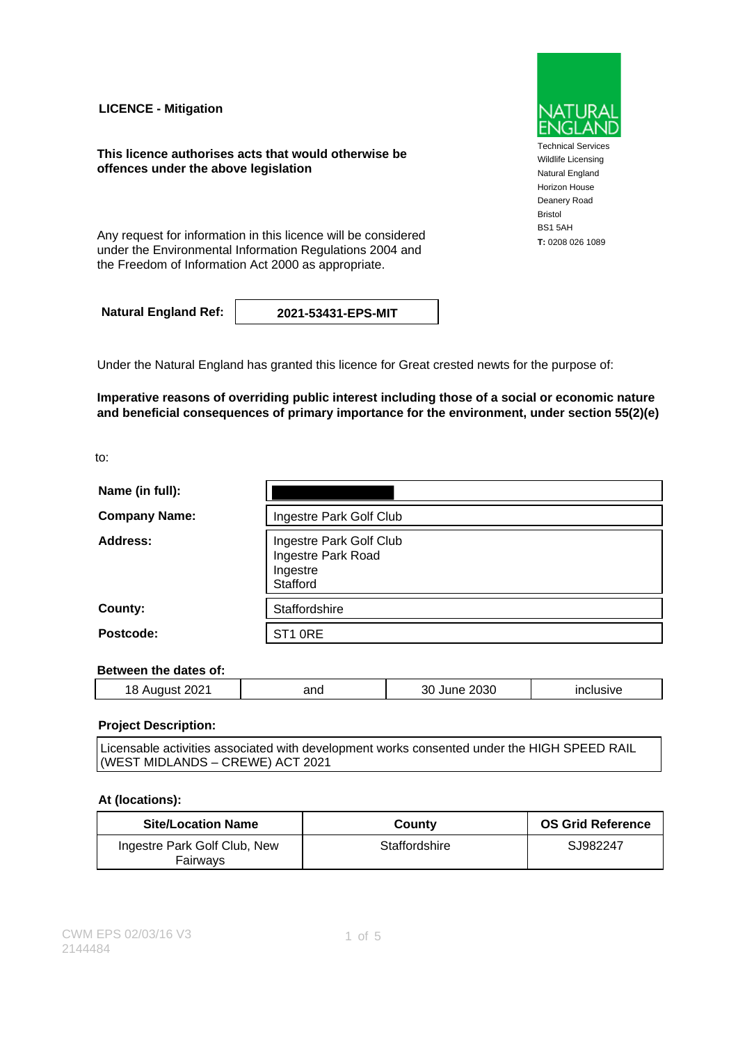**LICENCE - Mitigation**

**This licence authorises acts that would otherwise be offences under the above legislation**

NATURAL ENGLAND

Technical Services
Wildlife Licensing
Natural England
Horizon House
Deanery Road
Bristol
BS1 5AH
**T:** 0208 026 1089

Any request for information in this licence will be considered under the Environmental Information Regulations 2004 and the Freedom of Information Act 2000 as appropriate.

| **Natural England Ref:** | **2021-53431-EPS-MIT** |
|---|---|

Under the Natural England has granted this licence for Great crested newts for the purpose of:

**Imperative reasons of overriding public interest including those of a social or economic nature and beneficial consequences of primary importance for the environment, under section 55(2)(e)**

to:

| | |
|---|---|
| **Name (in full):** | ████████ |
| **Company Name:** | Ingestre Park Golf Club |
| **Address:** | Ingestre Park Golf Club<br>Ingestre Park Road<br>Ingestre<br>Stafford |
| **County:** | Staffordshire |
| **Postcode:** | ST1 0RE |

**Between the dates of:**

| 18 August 2021 | and | 30 June 2030 | inclusive |
|---|---|---|---|

**Project Description:**

Licensable activities associated with development works consented under the HIGH SPEED RAIL (WEST MIDLANDS – CREWE) ACT 2021

**At (locations):**

| Site/Location Name | County | OS Grid Reference |
|---|---|---|
| Ingestre Park Golf Club, New Fairways | Staffordshire | SJ982247 |

CWM EPS 02/03/16 V3
2144484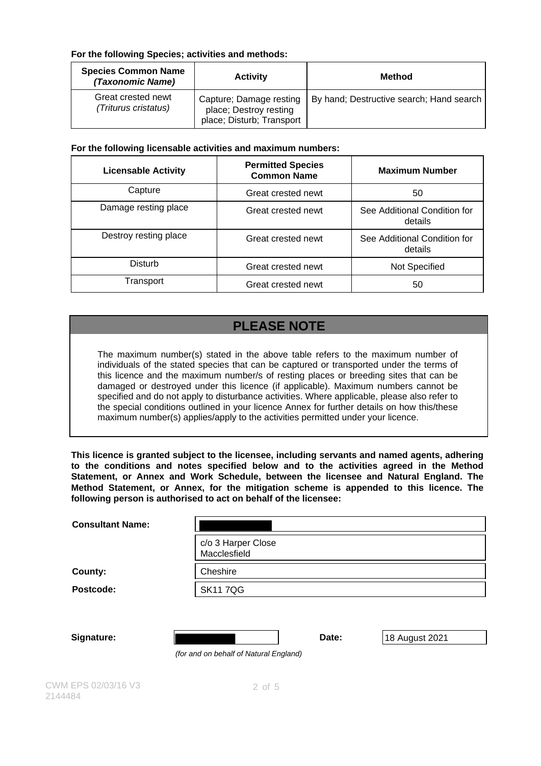**For the following Species; activities and methods:**

| Species Common Name *(Taxonomic Name)* | Activity | Method |
|---|---|---|
| Great crested newt *(Triturus cristatus)* | Capture; Damage resting place; Destroy resting place; Disturb; Transport | By hand; Destructive search; Hand search |

**For the following licensable activities and maximum numbers:**

| Licensable Activity | Permitted Species Common Name | Maximum Number |
|---|---|---|
| Capture | Great crested newt | 50 |
| Damage resting place | Great crested newt | See Additional Condition for details |
| Destroy resting place | Great crested newt | See Additional Condition for details |
| Disturb | Great crested newt | Not Specified |
| Transport | Great crested newt | 50 |

## PLEASE NOTE

The maximum number(s) stated in the above table refers to the maximum number of individuals of the stated species that can be captured or transported under the terms of this licence and the maximum number/s of resting places or breeding sites that can be damaged or destroyed under this licence (if applicable). Maximum numbers cannot be specified and do not apply to disturbance activities. Where applicable, please also refer to the special conditions outlined in your licence Annex for further details on how this/these maximum number(s) applies/apply to the activities permitted under your licence.

**This licence is granted subject to the licensee, including servants and named agents, adhering to the conditions and notes specified below and to the activities agreed in the Method Statement, or Annex and Work Schedule, between the licensee and Natural England. The Method Statement, or Annex, for the mitigation scheme is appended to this licence. The following person is authorised to act on behalf of the licensee:**

| | |
|---|---|
| **Consultant Name:** | |
| | c/o 3 Harper Close Macclesfield |
| **County:** | Cheshire |
| **Postcode:** | SK11 7QG |

**Signature:** _______________ *(for and on behalf of Natural England)* **Date:** 18 August 2021

CWM EPS 02/03/16 V3
2144484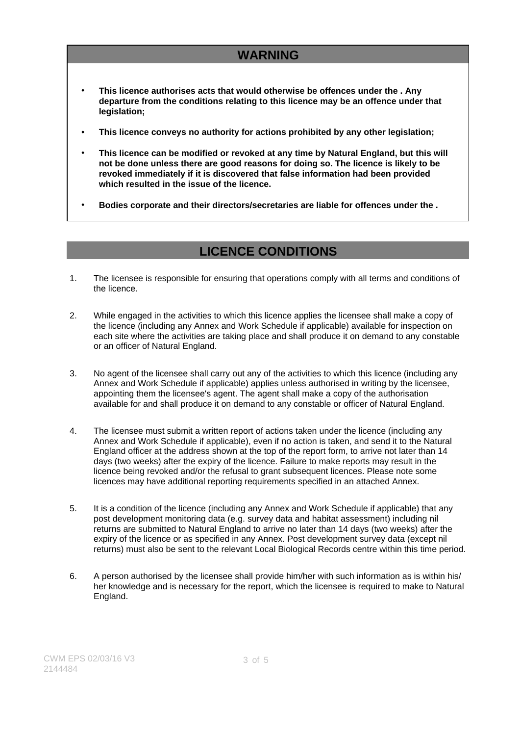## WARNING

- **This licence authorises acts that would otherwise be offences under the . Any departure from the conditions relating to this licence may be an offence under that legislation;**
- **This licence conveys no authority for actions prohibited by any other legislation;**
- **This licence can be modified or revoked at any time by Natural England, but this will not be done unless there are good reasons for doing so. The licence is likely to be revoked immediately if it is discovered that false information had been provided which resulted in the issue of the licence.**
- **Bodies corporate and their directors/secretaries are liable for offences under the .**

## LICENCE CONDITIONS

1. The licensee is responsible for ensuring that operations comply with all terms and conditions of the licence.

2. While engaged in the activities to which this licence applies the licensee shall make a copy of the licence (including any Annex and Work Schedule if applicable) available for inspection on each site where the activities are taking place and shall produce it on demand to any constable or an officer of Natural England.

3. No agent of the licensee shall carry out any of the activities to which this licence (including any Annex and Work Schedule if applicable) applies unless authorised in writing by the licensee, appointing them the licensee's agent. The agent shall make a copy of the authorisation available for and shall produce it on demand to any constable or officer of Natural England.

4. The licensee must submit a written report of actions taken under the licence (including any Annex and Work Schedule if applicable), even if no action is taken, and send it to the Natural England officer at the address shown at the top of the report form, to arrive not later than 14 days (two weeks) after the expiry of the licence. Failure to make reports may result in the licence being revoked and/or the refusal to grant subsequent licences. Please note some licences may have additional reporting requirements specified in an attached Annex.

5. It is a condition of the licence (including any Annex and Work Schedule if applicable) that any post development monitoring data (e.g. survey data and habitat assessment) including nil returns are submitted to Natural England to arrive no later than 14 days (two weeks) after the expiry of the licence or as specified in any Annex. Post development survey data (except nil returns) must also be sent to the relevant Local Biological Records centre within this time period.

6. A person authorised by the licensee shall provide him/her with such information as is within his/her knowledge and is necessary for the report, which the licensee is required to make to Natural England.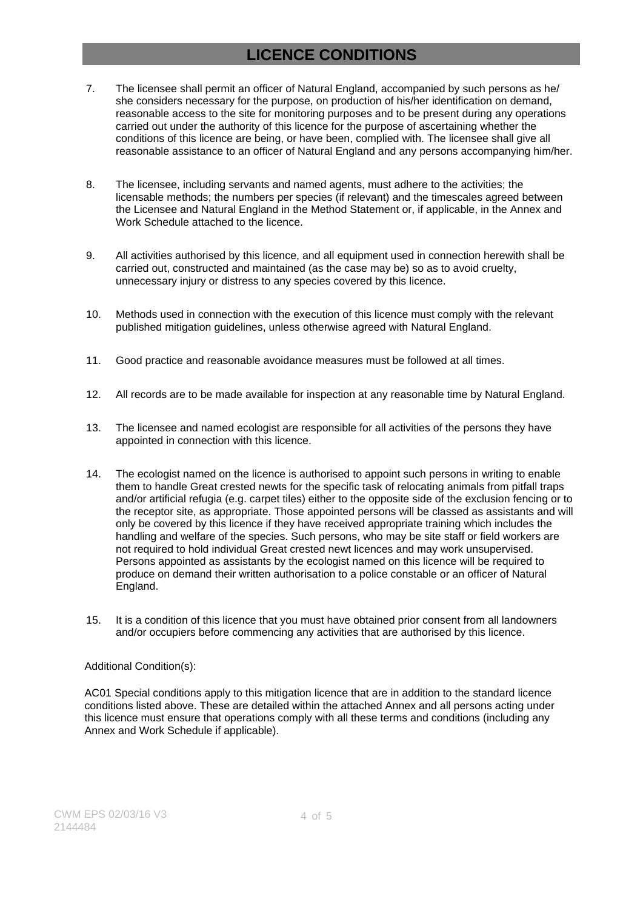# LICENCE CONDITIONS

7. The licensee shall permit an officer of Natural England, accompanied by such persons as he/she considers necessary for the purpose, on production of his/her identification on demand, reasonable access to the site for monitoring purposes and to be present during any operations carried out under the authority of this licence for the purpose of ascertaining whether the conditions of this licence are being, or have been, complied with. The licensee shall give all reasonable assistance to an officer of Natural England and any persons accompanying him/her.

8. The licensee, including servants and named agents, must adhere to the activities; the licensable methods; the numbers per species (if relevant) and the timescales agreed between the Licensee and Natural England in the Method Statement or, if applicable, in the Annex and Work Schedule attached to the licence.

9. All activities authorised by this licence, and all equipment used in connection herewith shall be carried out, constructed and maintained (as the case may be) so as to avoid cruelty, unnecessary injury or distress to any species covered by this licence.

10. Methods used in connection with the execution of this licence must comply with the relevant published mitigation guidelines, unless otherwise agreed with Natural England.

11. Good practice and reasonable avoidance measures must be followed at all times.

12. All records are to be made available for inspection at any reasonable time by Natural England.

13. The licensee and named ecologist are responsible for all activities of the persons they have appointed in connection with this licence.

14. The ecologist named on the licence is authorised to appoint such persons in writing to enable them to handle Great crested newts for the specific task of relocating animals from pitfall traps and/or artificial refugia (e.g. carpet tiles) either to the opposite side of the exclusion fencing or to the receptor site, as appropriate. Those appointed persons will be classed as assistants and will only be covered by this licence if they have received appropriate training which includes the handling and welfare of the species. Such persons, who may be site staff or field workers are not required to hold individual Great crested newt licences and may work unsupervised. Persons appointed as assistants by the ecologist named on this licence will be required to produce on demand their written authorisation to a police constable or an officer of Natural England.

15. It is a condition of this licence that you must have obtained prior consent from all landowners and/or occupiers before commencing any activities that are authorised by this licence.

Additional Condition(s):

AC01 Special conditions apply to this mitigation licence that are in addition to the standard licence conditions listed above. These are detailed within the attached Annex and all persons acting under this licence must ensure that operations comply with all these terms and conditions (including any Annex and Work Schedule if applicable).

CWM EPS 02/03/16 V3
2144484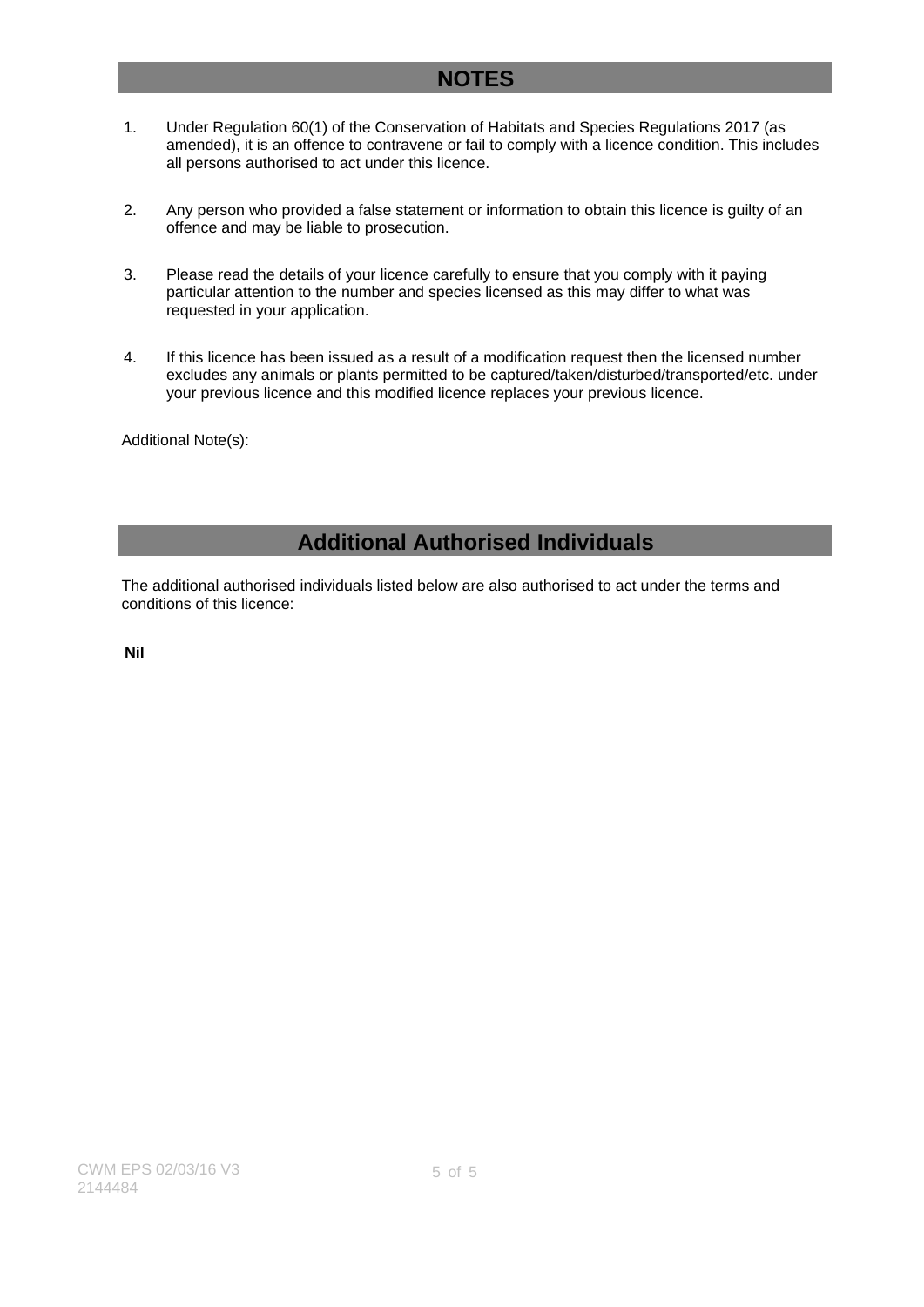## NOTES

1. Under Regulation 60(1) of the Conservation of Habitats and Species Regulations 2017 (as amended), it is an offence to contravene or fail to comply with a licence condition. This includes all persons authorised to act under this licence.

2. Any person who provided a false statement or information to obtain this licence is guilty of an offence and may be liable to prosecution.

3. Please read the details of your licence carefully to ensure that you comply with it paying particular attention to the number and species licensed as this may differ to what was requested in your application.

4. If this licence has been issued as a result of a modification request then the licensed number excludes any animals or plants permitted to be captured/taken/disturbed/transported/etc. under your previous licence and this modified licence replaces your previous licence.

Additional Note(s):

## Additional Authorised Individuals

The additional authorised individuals listed below are also authorised to act under the terms and conditions of this licence:

**Nil**